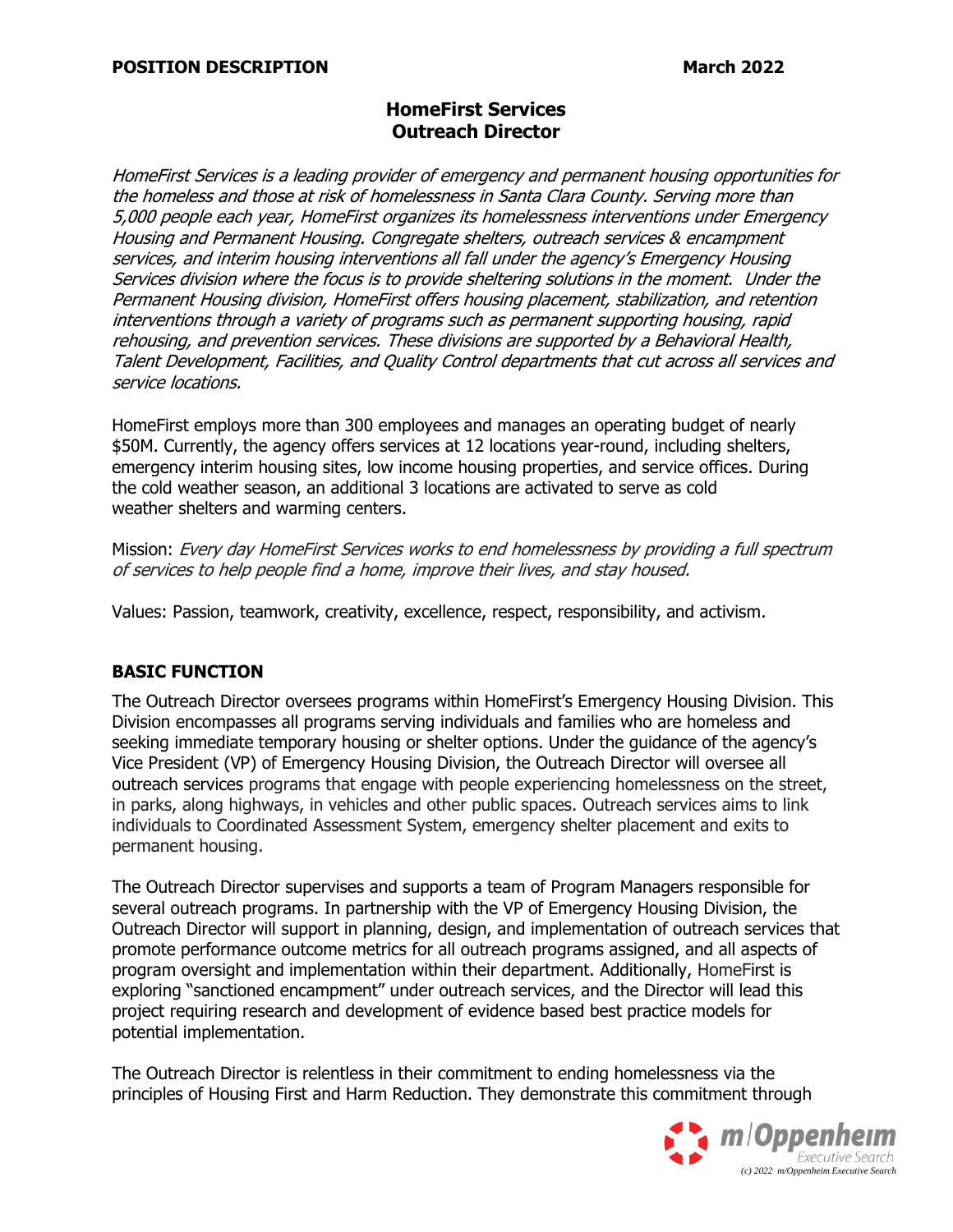**POSITION DESCRIPTION** **March 2022**

# HomeFirst Services
## Outreach Director

*HomeFirst Services is a leading provider of emergency and permanent housing opportunities for the homeless and those at risk of homelessness in Santa Clara County. Serving more than 5,000 people each year, HomeFirst organizes its homelessness interventions under Emergency Housing and Permanent Housing. Congregate shelters, outreach services & encampment services, and interim housing interventions all fall under the agency's Emergency Housing Services division where the focus is to provide sheltering solutions in the moment. Under the Permanent Housing division, HomeFirst offers housing placement, stabilization, and retention interventions through a variety of programs such as permanent supporting housing, rapid rehousing, and prevention services. These divisions are supported by a Behavioral Health, Talent Development, Facilities, and Quality Control departments that cut across all services and service locations.*

HomeFirst employs more than 300 employees and manages an operating budget of nearly $50M. Currently, the agency offers services at 12 locations year-round, including shelters, emergency interim housing sites, low income housing properties, and service offices. During the cold weather season, an additional 3 locations are activated to serve as cold weather shelters and warming centers.

Mission: *Every day HomeFirst Services works to end homelessness by providing a full spectrum of services to help people find a home, improve their lives, and stay housed.*

Values: Passion, teamwork, creativity, excellence, respect, responsibility, and activism.

### BASIC FUNCTION

The Outreach Director oversees programs within HomeFirst's Emergency Housing Division. This Division encompasses all programs serving individuals and families who are homeless and seeking immediate temporary housing or shelter options. Under the guidance of the agency's Vice President (VP) of Emergency Housing Division, the Outreach Director will oversee all outreach services programs that engage with people experiencing homelessness on the street, in parks, along highways, in vehicles and other public spaces. Outreach services aims to link individuals to Coordinated Assessment System, emergency shelter placement and exits to permanent housing.

The Outreach Director supervises and supports a team of Program Managers responsible for several outreach programs. In partnership with the VP of Emergency Housing Division, the Outreach Director will support in planning, design, and implementation of outreach services that promote performance outcome metrics for all outreach programs assigned, and all aspects of program oversight and implementation within their department. Additionally, HomeFirst is exploring "sanctioned encampment" under outreach services, and the Director will lead this project requiring research and development of evidence based best practice models for potential implementation.

The Outreach Director is relentless in their commitment to ending homelessness via the principles of Housing First and Harm Reduction. They demonstrate this commitment through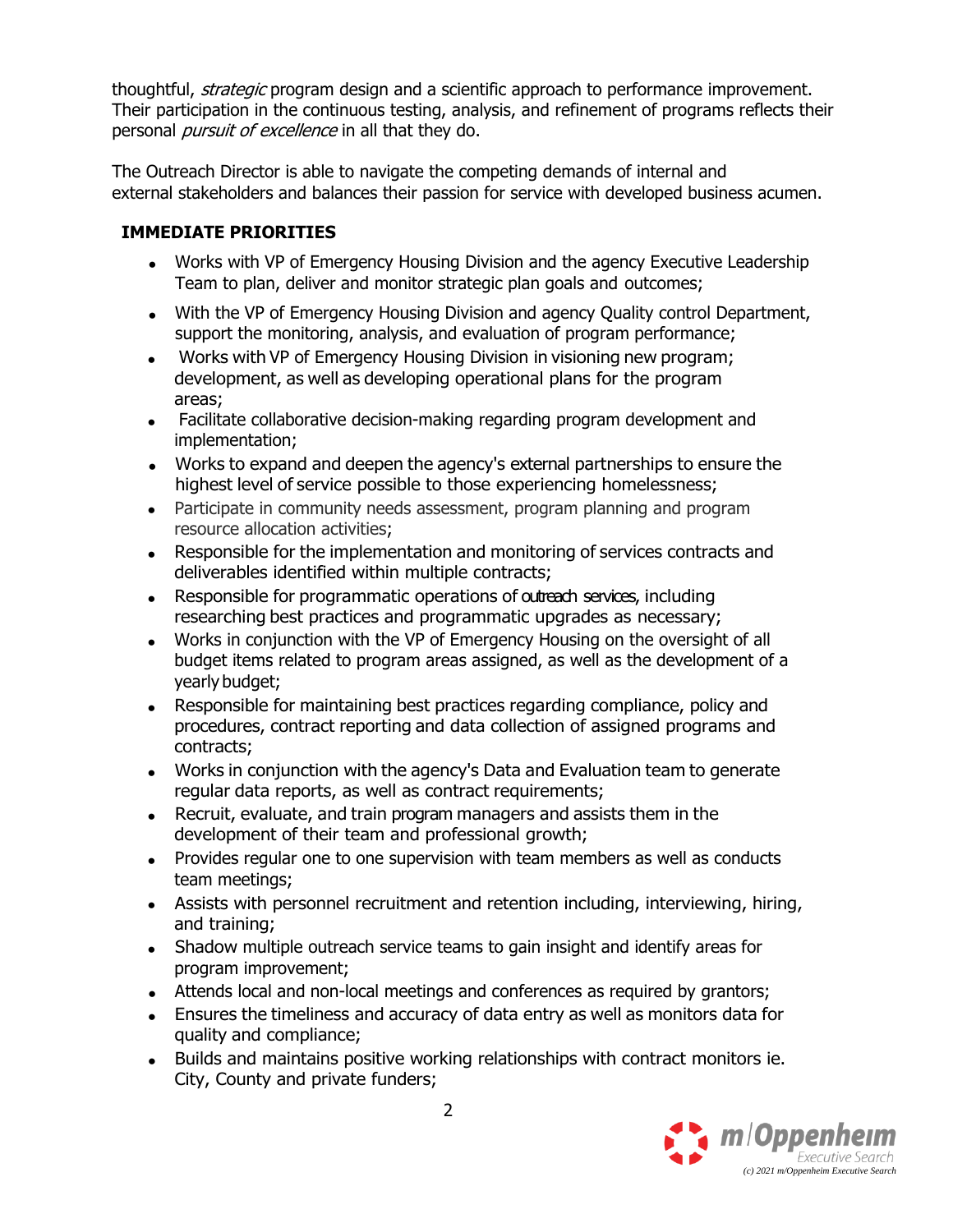thoughtful, *strategic* program design and a scientific approach to performance improvement. Their participation in the continuous testing, analysis, and refinement of programs reflects their personal *pursuit of excellence* in all that they do.

The Outreach Director is able to navigate the competing demands of internal and external stakeholders and balances their passion for service with developed business acumen.

## IMMEDIATE PRIORITIES

- Works with VP of Emergency Housing Division and the agency Executive Leadership Team to plan, deliver and monitor strategic plan goals and outcomes;
- With the VP of Emergency Housing Division and agency Quality control Department, support the monitoring, analysis, and evaluation of program performance;
- Works with VP of Emergency Housing Division in visioning new program; development, as well as developing operational plans for the program areas;
- Facilitate collaborative decision-making regarding program development and implementation;
- Works to expand and deepen the agency's external partnerships to ensure the highest level of service possible to those experiencing homelessness;
- Participate in community needs assessment, program planning and program resource allocation activities;
- Responsible for the implementation and monitoring of services contracts and deliverables identified within multiple contracts;
- Responsible for programmatic operations of outreach services, including researching best practices and programmatic upgrades as necessary;
- Works in conjunction with the VP of Emergency Housing on the oversight of all budget items related to program areas assigned, as well as the development of a yearly budget;
- Responsible for maintaining best practices regarding compliance, policy and procedures, contract reporting and data collection of assigned programs and contracts;
- Works in conjunction with the agency's Data and Evaluation team to generate regular data reports, as well as contract requirements;
- Recruit, evaluate, and train program managers and assists them in the development of their team and professional growth;
- Provides regular one to one supervision with team members as well as conducts team meetings;
- Assists with personnel recruitment and retention including, interviewing, hiring, and training;
- Shadow multiple outreach service teams to gain insight and identify areas for program improvement;
- Attends local and non-local meetings and conferences as required by grantors;
- Ensures the timeliness and accuracy of data entry as well as monitors data for quality and compliance;
- Builds and maintains positive working relationships with contract monitors ie. City, County and private funders;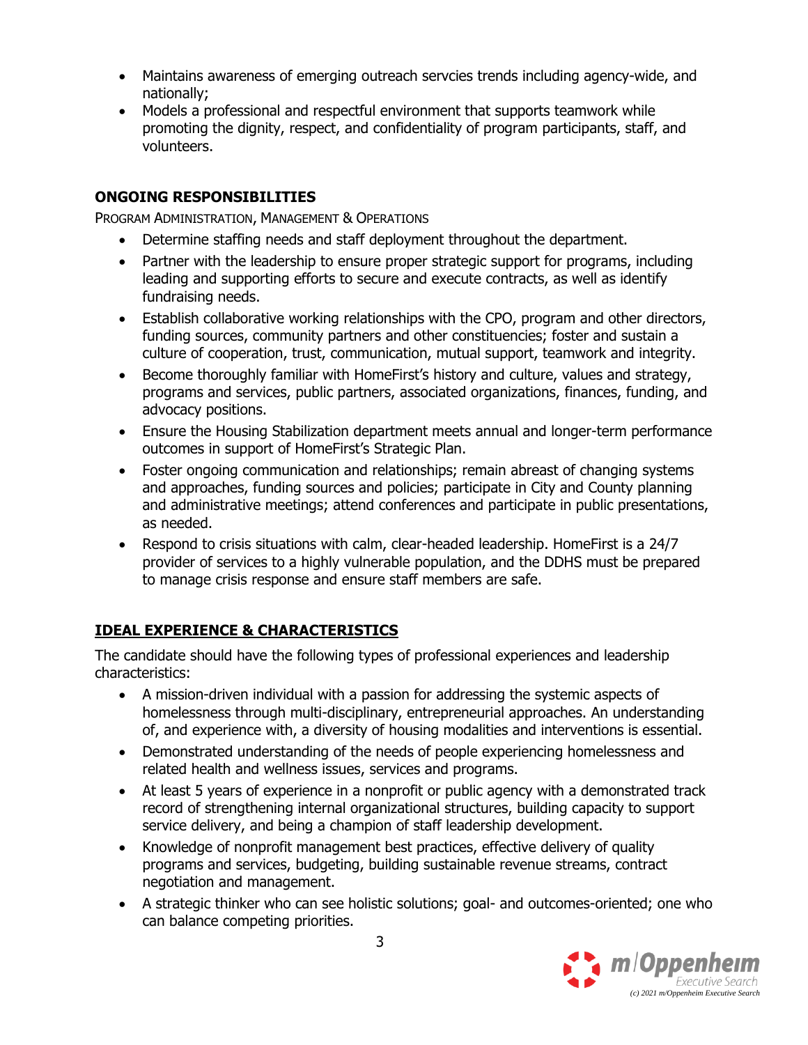- Maintains awareness of emerging outreach servcies trends including agency-wide, and nationally;
- Models a professional and respectful environment that supports teamwork while promoting the dignity, respect, and confidentiality of program participants, staff, and volunteers.

### ONGOING RESPONSIBILITIES

PROGRAM ADMINISTRATION, MANAGEMENT & OPERATIONS

- Determine staffing needs and staff deployment throughout the department.
- Partner with the leadership to ensure proper strategic support for programs, including leading and supporting efforts to secure and execute contracts, as well as identify fundraising needs.
- Establish collaborative working relationships with the CPO, program and other directors, funding sources, community partners and other constituencies; foster and sustain a culture of cooperation, trust, communication, mutual support, teamwork and integrity.
- Become thoroughly familiar with HomeFirst's history and culture, values and strategy, programs and services, public partners, associated organizations, finances, funding, and advocacy positions.
- Ensure the Housing Stabilization department meets annual and longer-term performance outcomes in support of HomeFirst's Strategic Plan.
- Foster ongoing communication and relationships; remain abreast of changing systems and approaches, funding sources and policies; participate in City and County planning and administrative meetings; attend conferences and participate in public presentations, as needed.
- Respond to crisis situations with calm, clear-headed leadership. HomeFirst is a 24/7 provider of services to a highly vulnerable population, and the DDHS must be prepared to manage crisis response and ensure staff members are safe.

### IDEAL EXPERIENCE & CHARACTERISTICS

The candidate should have the following types of professional experiences and leadership characteristics:

- A mission-driven individual with a passion for addressing the systemic aspects of homelessness through multi-disciplinary, entrepreneurial approaches. An understanding of, and experience with, a diversity of housing modalities and interventions is essential.
- Demonstrated understanding of the needs of people experiencing homelessness and related health and wellness issues, services and programs.
- At least 5 years of experience in a nonprofit or public agency with a demonstrated track record of strengthening internal organizational structures, building capacity to support service delivery, and being a champion of staff leadership development.
- Knowledge of nonprofit management best practices, effective delivery of quality programs and services, budgeting, building sustainable revenue streams, contract negotiation and management.
- A strategic thinker who can see holistic solutions; goal- and outcomes-oriented; one who can balance competing priorities.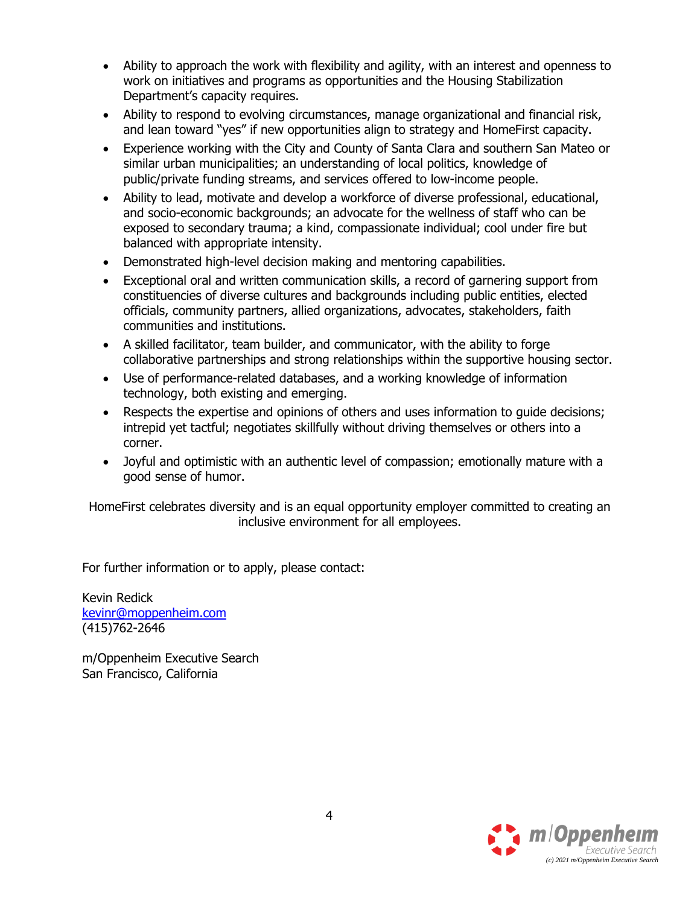- Ability to approach the work with flexibility and agility, with an interest and openness to work on initiatives and programs as opportunities and the Housing Stabilization Department's capacity requires.
- Ability to respond to evolving circumstances, manage organizational and financial risk, and lean toward "yes" if new opportunities align to strategy and HomeFirst capacity.
- Experience working with the City and County of Santa Clara and southern San Mateo or similar urban municipalities; an understanding of local politics, knowledge of public/private funding streams, and services offered to low-income people.
- Ability to lead, motivate and develop a workforce of diverse professional, educational, and socio-economic backgrounds; an advocate for the wellness of staff who can be exposed to secondary trauma; a kind, compassionate individual; cool under fire but balanced with appropriate intensity.
- Demonstrated high-level decision making and mentoring capabilities.
- Exceptional oral and written communication skills, a record of garnering support from constituencies of diverse cultures and backgrounds including public entities, elected officials, community partners, allied organizations, advocates, stakeholders, faith communities and institutions.
- A skilled facilitator, team builder, and communicator, with the ability to forge collaborative partnerships and strong relationships within the supportive housing sector.
- Use of performance-related databases, and a working knowledge of information technology, both existing and emerging.
- Respects the expertise and opinions of others and uses information to guide decisions; intrepid yet tactful; negotiates skillfully without driving themselves or others into a corner.
- Joyful and optimistic with an authentic level of compassion; emotionally mature with a good sense of humor.

HomeFirst celebrates diversity and is an equal opportunity employer committed to creating an inclusive environment for all employees.

For further information or to apply, please contact:

Kevin Redick
kevinr@moppenheim.com
(415)762-2646

m/Oppenheim Executive Search
San Francisco, California

m/Oppenheim Executive Search
(c) 2021 m/Oppenheim Executive Search